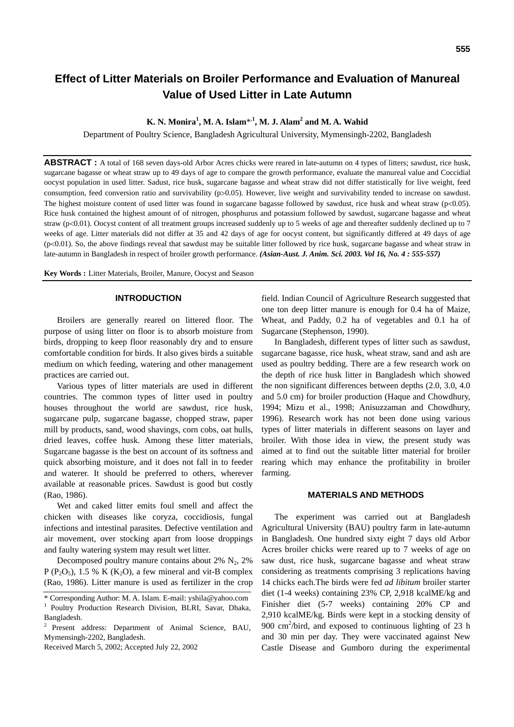# Effect of Litter Materials on Broiler Performance and Evaluation of Manureal Value of Used Litter in Late Autumn

**K. N. Monira[1], M. A. Islam*[,1], M. J. Alam[2] and M. A. Wahid**

Department of Poultry Science, Bangladesh Agricultural University, Mymensingh-2202, Bangladesh

**ABSTRACT :** A total of 168 seven days-old Arbor Acres chicks were reared in late-autumn on 4 types of litters; sawdust, rice husk, sugarcane bagasse or wheat straw up to 49 days of age to compare the growth performance, evaluate the manureal value and Coccidial oocyst population in used litter. Sadust, rice husk, sugarcane bagasse and wheat straw did not differ statistically for live weight, feed consumption, feed conversion ratio and survivability ($p>0.05$). However, live weight and survivability tended to increase on sawdust. The highest moisture content of used litter was found in sugarcane bagasse followed by sawdust, rice husk and wheat straw ($p<0.05$). Rice husk contained the highest amount of of nitrogen, phosphurus and potassium followed by sawdust, sugarcane bagasse and wheat straw ($p<0.01$). Oocyst content of all treatment groups increased suddenly up to 5 weeks of age and thereafter suddenly declined up to 7 weeks of age. Litter materials did not differ at 35 and 42 days of age for oocyst content, but significantly differed at 49 days of age ($p<0.01$). So, the above findings reveal that sawdust may be suitable litter followed by rice husk, sugarcane bagasse and wheat straw in late-autumn in Bangladesh in respect of broiler growth performance. ***(Asian-Aust. J. Anim. Sci. 2003. Vol 16, No. 4 : 555-557)***

**Key Words :** Litter Materials, Broiler, Manure, Oocyst and Season

## INTRODUCTION

Broilers are generally reared on littered floor. The purpose of using litter on floor is to absorb moisture from birds, dropping to keep floor reasonably dry and to ensure comfortable condition for birds. It also gives birds a suitable medium on which feeding, watering and other management practices are carried out.

Various types of litter materials are used in different countries. The common types of litter used in poultry houses throughout the world are sawdust, rice husk, sugarcane pulp, sugarcane bagasse, chopped straw, paper mill by products, sand, wood shavings, corn cobs, oat hulls, dried leaves, coffee husk. Among these litter materials, Sugarcane bagasse is the best on account of its softness and quick absorbing moisture, and it does not fall in to feeder and waterer. It should be preferred to others, wherever available at reasonable prices. Sawdust is good but costly (Rao, 1986).

Wet and caked litter emits foul smell and affect the chicken with diseases like coryza, coccidiosis, fungal infections and intestinal parasites. Defective ventilation and air movement, over stocking apart from loose droppings and faulty watering system may result wet litter.

Decomposed poultry manure contains about 2% $N_2$, 2% P ($P_2O_5$), 1.5 % K ($K_2O$), a few mineral and vit-B complex (Rao, 1986). Litter manure is used as fertilizer in the crop field. Indian Council of Agriculture Research suggested that one ton deep litter manure is enough for 0.4 ha of Maize, Wheat, and Paddy, 0.2 ha of vegetables and 0.1 ha of Sugarcane (Stephenson, 1990).

In Bangladesh, different types of litter such as sawdust, sugarcane bagasse, rice husk, wheat straw, sand and ash are used as poultry bedding. There are a few research work on the depth of rice husk litter in Bangladesh which showed the non significant differences between depths (2.0, 3.0, 4.0 and 5.0 cm) for broiler production (Haque and Chowdhury, 1994; Mizu et al., 1998; Anisuzzaman and Chowdhury, 1996). Research work has not been done using various types of litter materials in different seasons on layer and broiler. With those idea in view, the present study was aimed at to find out the suitable litter material for broiler rearing which may enhance the profitability in broiler farming.

## MATERIALS AND METHODS

The experiment was carried out at Bangladesh Agricultural University (BAU) poultry farm in late-autumn in Bangladesh. One hundred sixty eight 7 days old Arbor Acres broiler chicks were reared up to 7 weeks of age on saw dust, rice husk, sugarcane bagasse and wheat straw considering as treatments comprising 3 replications having 14 chicks each.The birds were fed *ad libitum* broiler starter diet (1-4 weeks) containing 23% CP, 2,918 kcalME/kg and Finisher diet (5-7 weeks) containing 20% CP and 2,910 kcalME/kg. Birds were kept in a stocking density of 900 $cm^2$/bird, and exposed to continuous lighting of 23 h and 30 min per day. They were vaccinated against New Castle Disease and Gumboro during the experimental

---

\* Corresponding Author: M. A. Islam. E-mail: yshila@yahoo.com

[1] Poultry Production Research Division, BLRI, Savar, Dhaka, Bangladesh.

[2] Present address: Department of Animal Science, BAU, Mymensingh-2202, Bangladesh.

Received March 5, 2002; Accepted July 22, 2002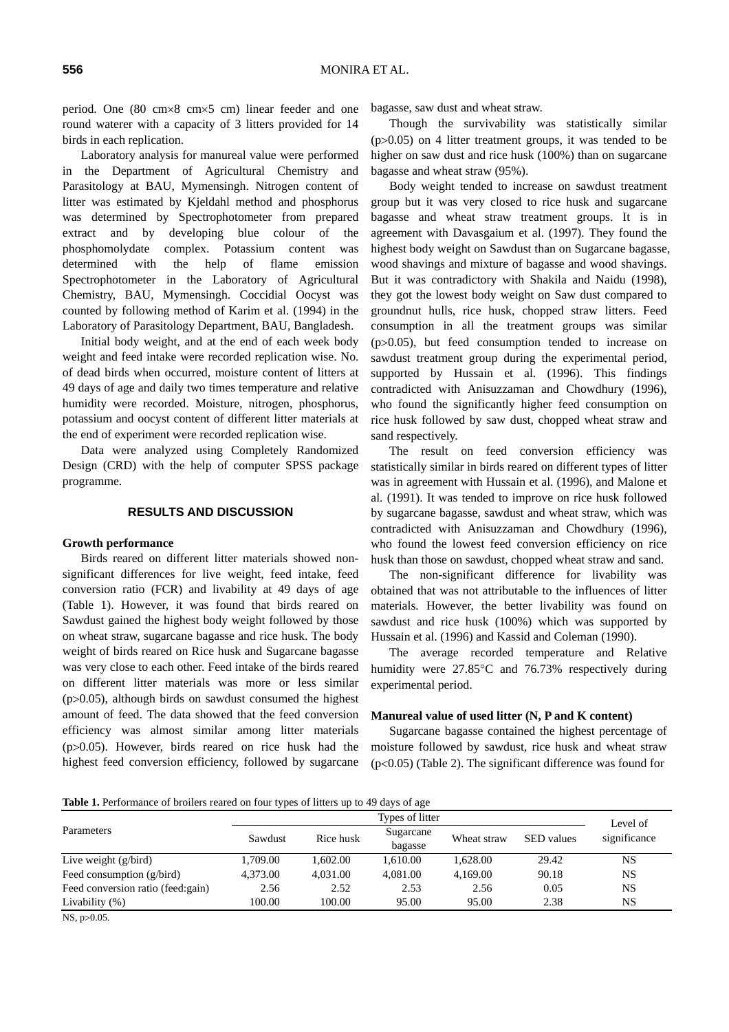period. One (80 cm×8 cm×5 cm) linear feeder and one round waterer with a capacity of 3 litters provided for 14 birds in each replication.

Laboratory analysis for manureal value were performed in the Department of Agricultural Chemistry and Parasitology at BAU, Mymensingh. Nitrogen content of litter was estimated by Kjeldahl method and phosphorus was determined by Spectrophotometer from prepared extract and by developing blue colour of the phosphomolydate complex. Potassium content was determined with the help of flame emission Spectrophotometer in the Laboratory of Agricultural Chemistry, BAU, Mymensingh. Coccidial Oocyst was counted by following method of Karim et al. (1994) in the Laboratory of Parasitology Department, BAU, Bangladesh.

Initial body weight, and at the end of each week body weight and feed intake were recorded replication wise. No. of dead birds when occurred, moisture content of litters at 49 days of age and daily two times temperature and relative humidity were recorded. Moisture, nitrogen, phosphorus, potassium and oocyst content of different litter materials at the end of experiment were recorded replication wise.

Data were analyzed using Completely Randomized Design (CRD) with the help of computer SPSS package programme.

## RESULTS AND DISCUSSION

### Growth performance

Birds reared on different litter materials showed non-significant differences for live weight, feed intake, feed conversion ratio (FCR) and livability at 49 days of age (Table 1). However, it was found that birds reared on Sawdust gained the highest body weight followed by those on wheat straw, sugarcane bagasse and rice husk. The body weight of birds reared on Rice husk and Sugarcane bagasse was very close to each other. Feed intake of the birds reared on different litter materials was more or less similar ($p>0.05$), although birds on sawdust consumed the highest amount of feed. The data showed that the feed conversion efficiency was almost similar among litter materials ($p>0.05$). However, birds reared on rice husk had the highest feed conversion efficiency, followed by sugarcane bagasse, saw dust and wheat straw.

Though the survivability was statistically similar ($p>0.05$) on 4 litter treatment groups, it was tended to be higher on saw dust and rice husk (100%) than on sugarcane bagasse and wheat straw (95%).

Body weight tended to increase on sawdust treatment group but it was very closed to rice husk and sugarcane bagasse and wheat straw treatment groups. It is in agreement with Davasgaium et al. (1997). They found the highest body weight on Sawdust than on Sugarcane bagasse, wood shavings and mixture of bagasse and wood shavings. But it was contradictory with Shakila and Naidu (1998), they got the lowest body weight on Saw dust compared to groundnut hulls, rice husk, chopped straw litters. Feed consumption in all the treatment groups was similar ($p>0.05$), but feed consumption tended to increase on sawdust treatment group during the experimental period, supported by Hussain et al. (1996). This findings contradicted with Anisuzzaman and Chowdhury (1996), who found the significantly higher feed consumption on rice husk followed by saw dust, chopped wheat straw and sand respectively.

The result on feed conversion efficiency was statistically similar in birds reared on different types of litter was in agreement with Hussain et al. (1996), and Malone et al. (1991). It was tended to improve on rice husk followed by sugarcane bagasse, sawdust and wheat straw, which was contradicted with Anisuzzaman and Chowdhury (1996), who found the lowest feed conversion efficiency on rice husk than those on sawdust, chopped wheat straw and sand.

The non-significant difference for livability was obtained that was not attributable to the influences of litter materials. However, the better livability was found on sawdust and rice husk (100%) which was supported by Hussain et al. (1996) and Kassid and Coleman (1990).

The average recorded temperature and Relative humidity were 27.85°C and 76.73% respectively during experimental period.

### Manureal value of used litter (N, P and K content)

Sugarcane bagasse contained the highest percentage of moisture followed by sawdust, rice husk and wheat straw ($p<0.05$) (Table 2). The significant difference was found for

**Table 1.** Performance of broilers reared on four types of litters up to 49 days of age

| Parameters | Types of litter | | | | | Level of significance |
|---|---|---|---|---|---|---|
| | Sawdust | Rice husk | Sugarcane bagasse | Wheat straw | SED values | |
| Live weight (g/bird) | 1,709.00 | 1,602.00 | 1,610.00 | 1,628.00 | 29.42 | NS |
| Feed consumption (g/bird) | 4,373.00 | 4,031.00 | 4,081.00 | 4,169.00 | 90.18 | NS |
| Feed conversion ratio (feed:gain) | 2.56 | 2.52 | 2.53 | 2.56 | 0.05 | NS |
| Livability (%) | 100.00 | 100.00 | 95.00 | 95.00 | 2.38 | NS |

NS, $p>0.05$.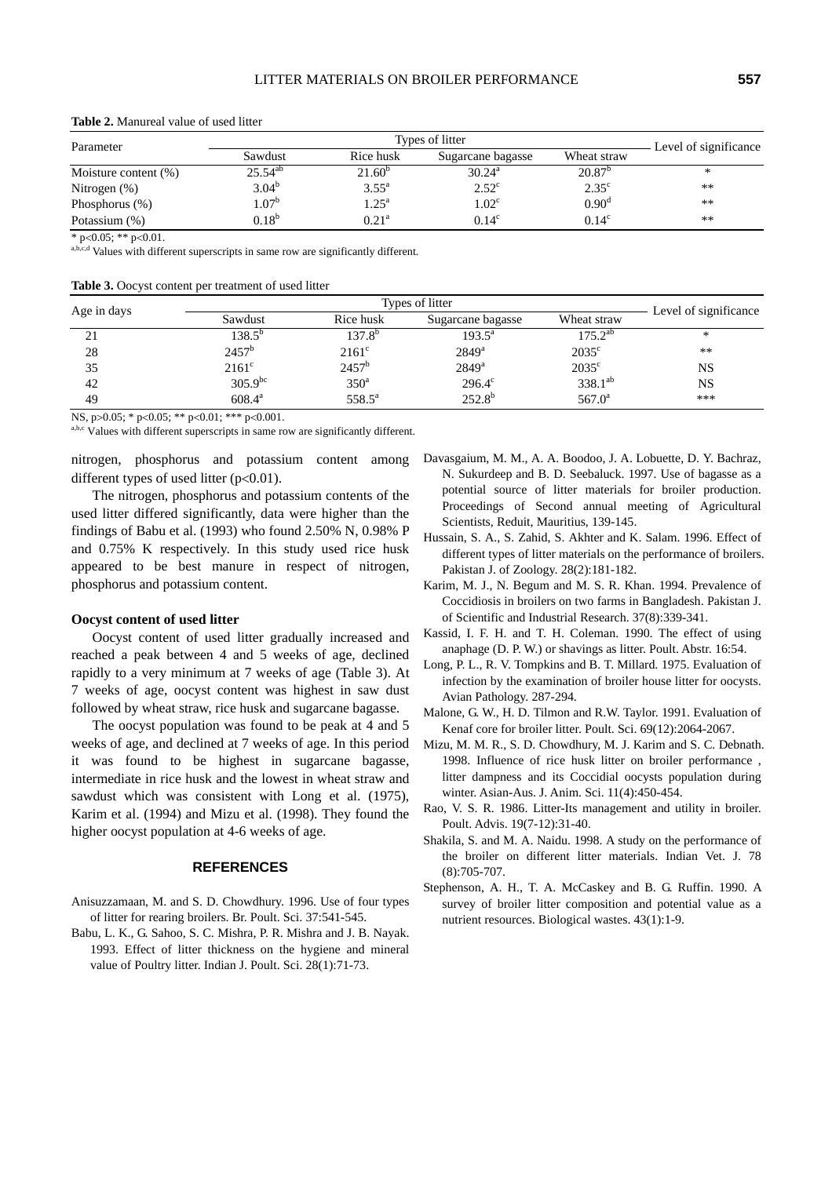**Table 2.** Manureal value of used litter

| Parameter | Types of litter | | | | Level of significance |
|---|---|---|---|---|---|
| | Sawdust | Rice husk | Sugarcane bagasse | Wheat straw | |
| Moisture content (%) | $25.54^{ab}$ | $21.60^{b}$ | $30.24^{a}$ | $20.87^{b}$ | * |
| Nitrogen (%) | $3.04^{b}$ | $3.55^{a}$ | $2.52^{c}$ | $2.35^{c}$ | ** |
| Phosphorus (%) | $1.07^{b}$ | $1.25^{a}$ | $1.02^{c}$ | $0.90^{d}$ | ** |
| Potassium (%) | $0.18^{b}$ | $0.21^{a}$ | $0.14^{c}$ | $0.14^{c}$ | ** |

* $p<0.05$; ** $p<0.01$.

[a,b,c,d] Values with different superscripts in same row are significantly different.

**Table 3.** Oocyst content per treatment of used litter

| Age in days | Types of litter | | | | Level of significance |
|---|---|---|---|---|---|
| | Sawdust | Rice husk | Sugarcane bagasse | Wheat straw | |
| 21 | $138.5^{b}$ | $137.8^{b}$ | $193.5^{a}$ | $175.2^{ab}$ | * |
| 28 | $2457^{b}$ | $2161^{c}$ | $2849^{a}$ | $2035^{c}$ | ** |
| 35 | $2161^{c}$ | $2457^{b}$ | $2849^{a}$ | $2035^{c}$ | NS |
| 42 | $305.9^{bc}$ | $350^{a}$ | $296.4^{c}$ | $338.1^{ab}$ | NS |
| 49 | $608.4^{a}$ | $558.5^{a}$ | $252.8^{b}$ | $567.0^{a}$ | *** |

NS, $p>0.05$; * $p<0.05$; ** $p<0.01$; *** $p<0.001$.

[a,b,c] Values with different superscripts in same row are significantly different.

nitrogen, phosphorus and potassium content among different types of used litter ($p<0.01$).

The nitrogen, phosphorus and potassium contents of the used litter differed significantly, data were higher than the findings of Babu et al. (1993) who found 2.50% N, 0.98% P and 0.75% K respectively. In this study used rice husk appeared to be best manure in respect of nitrogen, phosphorus and potassium content.

**Oocyst content of used litter**

Oocyst content of used litter gradually increased and reached a peak between 4 and 5 weeks of age, declined rapidly to a very minimum at 7 weeks of age (Table 3). At 7 weeks of age, oocyst content was highest in saw dust followed by wheat straw, rice husk and sugarcane bagasse.

The oocyst population was found to be peak at 4 and 5 weeks of age, and declined at 7 weeks of age. In this period it was found to be highest in sugarcane bagasse, intermediate in rice husk and the lowest in wheat straw and sawdust which was consistent with Long et al. (1975), Karim et al. (1994) and Mizu et al. (1998). They found the higher oocyst population at 4-6 weeks of age.

## REFERENCES

Anisuzzamaan, M. and S. D. Chowdhury. 1996. Use of four types of litter for rearing broilers. Br. Poult. Sci. 37:541-545.

Babu, L. K., G. Sahoo, S. C. Mishra, P. R. Mishra and J. B. Nayak. 1993. Effect of litter thickness on the hygiene and mineral value of Poultry litter. Indian J. Poult. Sci. 28(1):71-73.

Davasgaium, M. M., A. A. Boodoo, J. A. Lobuette, D. Y. Bachraz, N. Sukurdeep and B. D. Seebaluck. 1997. Use of bagasse as a potential source of litter materials for broiler production. Proceedings of Second annual meeting of Agricultural Scientists, Reduit, Mauritius, 139-145.

Hussain, S. A., S. Zahid, S. Akhter and K. Salam. 1996. Effect of different types of litter materials on the performance of broilers. Pakistan J. of Zoology. 28(2):181-182.

Karim, M. J., N. Begum and M. S. R. Khan. 1994. Prevalence of Coccidiosis in broilers on two farms in Bangladesh. Pakistan J. of Scientific and Industrial Research. 37(8):339-341.

Kassid, I. F. H. and T. H. Coleman. 1990. The effect of using anaphage (D. P. W.) or shavings as litter. Poult. Abstr. 16:54.

Long, P. L., R. V. Tompkins and B. T. Millard. 1975. Evaluation of infection by the examination of broiler house litter for oocysts. Avian Pathology. 287-294.

Malone, G. W., H. D. Tilmon and R.W. Taylor. 1991. Evaluation of Kenaf core for broiler litter. Poult. Sci. 69(12):2064-2067.

Mizu, M. M. R., S. D. Chowdhury, M. J. Karim and S. C. Debnath. 1998. Influence of rice husk litter on broiler performance , litter dampness and its Coccidial oocysts population during winter. Asian-Aus. J. Anim. Sci. 11(4):450-454.

Rao, V. S. R. 1986. Litter-Its management and utility in broiler. Poult. Advis. 19(7-12):31-40.

Shakila, S. and M. A. Naidu. 1998. A study on the performance of the broiler on different litter materials. Indian Vet. J. 78 (8):705-707.

Stephenson, A. H., T. A. McCaskey and B. G. Ruffin. 1990. A survey of broiler litter composition and potential value as a nutrient resources. Biological wastes. 43(1):1-9.